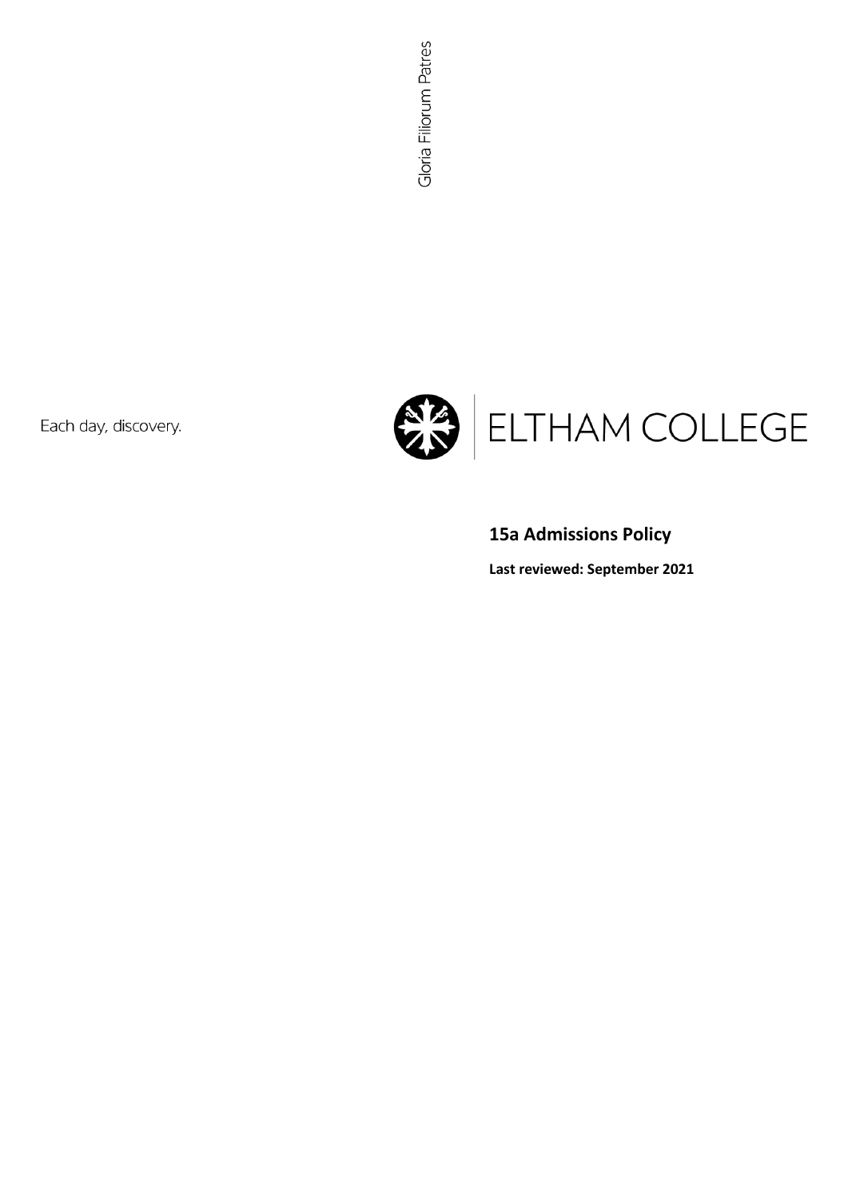Gloria Filiorum Patres

Each day, discovery.

ELTHAM COLLEGE

## 15a Admissions Policy

**Last reviewed: September 2021**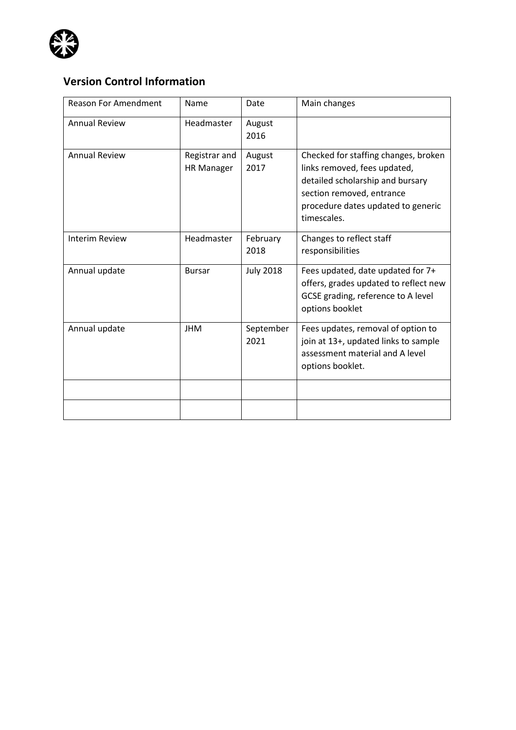## Version Control Information

| Reason For Amendment | Name | Date | Main changes |
|---|---|---|---|
| Annual Review | Headmaster | August 2016 | |
| Annual Review | Registrar and HR Manager | August 2017 | Checked for staffing changes, broken links removed, fees updated, detailed scholarship and bursary section removed, entrance procedure dates updated to generic timescales. |
| Interim Review | Headmaster | February 2018 | Changes to reflect staff responsibilities |
| Annual update | Bursar | July 2018 | Fees updated, date updated for 7+ offers, grades updated to reflect new GCSE grading, reference to A level options booklet |
| Annual update | JHM | September 2021 | Fees updates, removal of option to join at 13+, updated links to sample assessment material and A level options booklet. |
| | | | |
| | | | |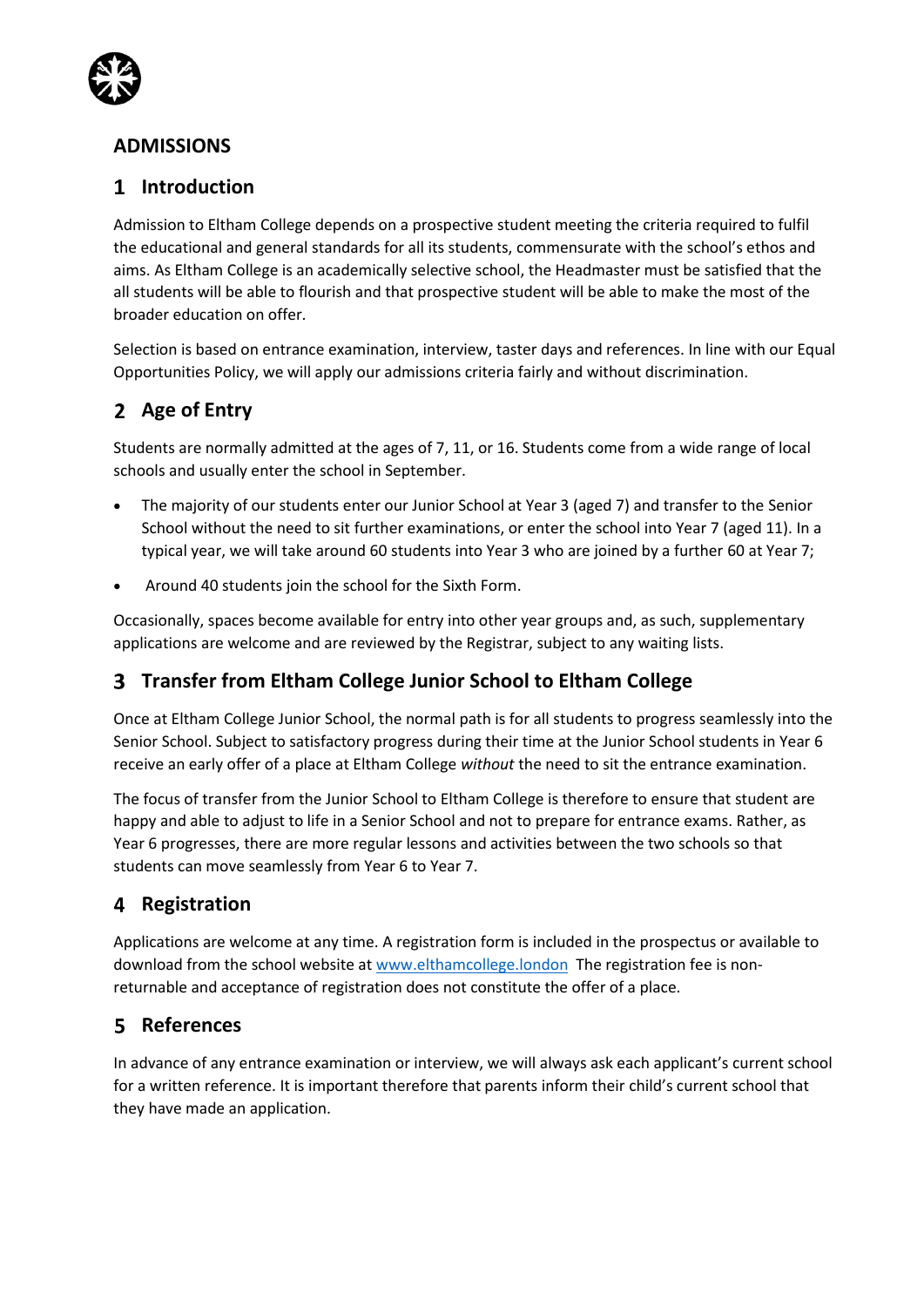## ADMISSIONS

## 1 Introduction

Admission to Eltham College depends on a prospective student meeting the criteria required to fulfil the educational and general standards for all its students, commensurate with the school's ethos and aims. As Eltham College is an academically selective school, the Headmaster must be satisfied that the all students will be able to flourish and that prospective student will be able to make the most of the broader education on offer.

Selection is based on entrance examination, interview, taster days and references. In line with our Equal Opportunities Policy, we will apply our admissions criteria fairly and without discrimination.

## 2 Age of Entry

Students are normally admitted at the ages of 7, 11, or 16. Students come from a wide range of local schools and usually enter the school in September.

- The majority of our students enter our Junior School at Year 3 (aged 7) and transfer to the Senior School without the need to sit further examinations, or enter the school into Year 7 (aged 11). In a typical year, we will take around 60 students into Year 3 who are joined by a further 60 at Year 7;
- Around 40 students join the school for the Sixth Form.

Occasionally, spaces become available for entry into other year groups and, as such, supplementary applications are welcome and are reviewed by the Registrar, subject to any waiting lists.

## 3 Transfer from Eltham College Junior School to Eltham College

Once at Eltham College Junior School, the normal path is for all students to progress seamlessly into the Senior School. Subject to satisfactory progress during their time at the Junior School students in Year 6 receive an early offer of a place at Eltham College *without* the need to sit the entrance examination.

The focus of transfer from the Junior School to Eltham College is therefore to ensure that student are happy and able to adjust to life in a Senior School and not to prepare for entrance exams. Rather, as Year 6 progresses, there are more regular lessons and activities between the two schools so that students can move seamlessly from Year 6 to Year 7.

## 4 Registration

Applications are welcome at any time. A registration form is included in the prospectus or available to download from the school website at [www.elthamcollege.london](http://www.elthamcollege.london) The registration fee is non-returnable and acceptance of registration does not constitute the offer of a place.

## 5 References

In advance of any entrance examination or interview, we will always ask each applicant's current school for a written reference. It is important therefore that parents inform their child's current school that they have made an application.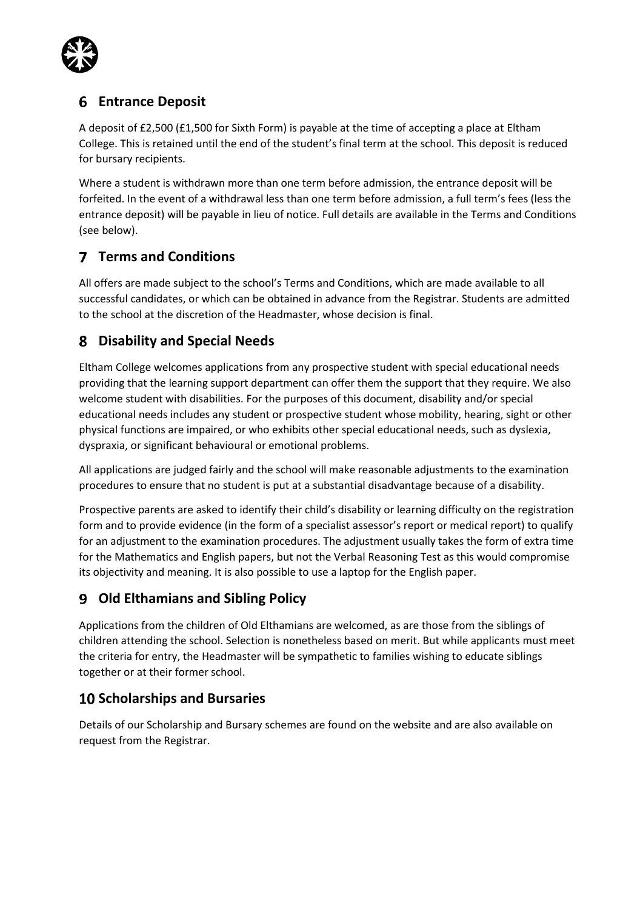## 6 Entrance Deposit

A deposit of £2,500 (£1,500 for Sixth Form) is payable at the time of accepting a place at Eltham College. This is retained until the end of the student's final term at the school. This deposit is reduced for bursary recipients.

Where a student is withdrawn more than one term before admission, the entrance deposit will be forfeited. In the event of a withdrawal less than one term before admission, a full term's fees (less the entrance deposit) will be payable in lieu of notice. Full details are available in the Terms and Conditions (see below).

## 7 Terms and Conditions

All offers are made subject to the school's Terms and Conditions, which are made available to all successful candidates, or which can be obtained in advance from the Registrar. Students are admitted to the school at the discretion of the Headmaster, whose decision is final.

## 8 Disability and Special Needs

Eltham College welcomes applications from any prospective student with special educational needs providing that the learning support department can offer them the support that they require. We also welcome student with disabilities. For the purposes of this document, disability and/or special educational needs includes any student or prospective student whose mobility, hearing, sight or other physical functions are impaired, or who exhibits other special educational needs, such as dyslexia, dyspraxia, or significant behavioural or emotional problems.

All applications are judged fairly and the school will make reasonable adjustments to the examination procedures to ensure that no student is put at a substantial disadvantage because of a disability.

Prospective parents are asked to identify their child's disability or learning difficulty on the registration form and to provide evidence (in the form of a specialist assessor's report or medical report) to qualify for an adjustment to the examination procedures. The adjustment usually takes the form of extra time for the Mathematics and English papers, but not the Verbal Reasoning Test as this would compromise its objectivity and meaning. It is also possible to use a laptop for the English paper.

## 9 Old Elthamians and Sibling Policy

Applications from the children of Old Elthamians are welcomed, as are those from the siblings of children attending the school. Selection is nonetheless based on merit. But while applicants must meet the criteria for entry, the Headmaster will be sympathetic to families wishing to educate siblings together or at their former school.

## 10 Scholarships and Bursaries

Details of our Scholarship and Bursary schemes are found on the website and are also available on request from the Registrar.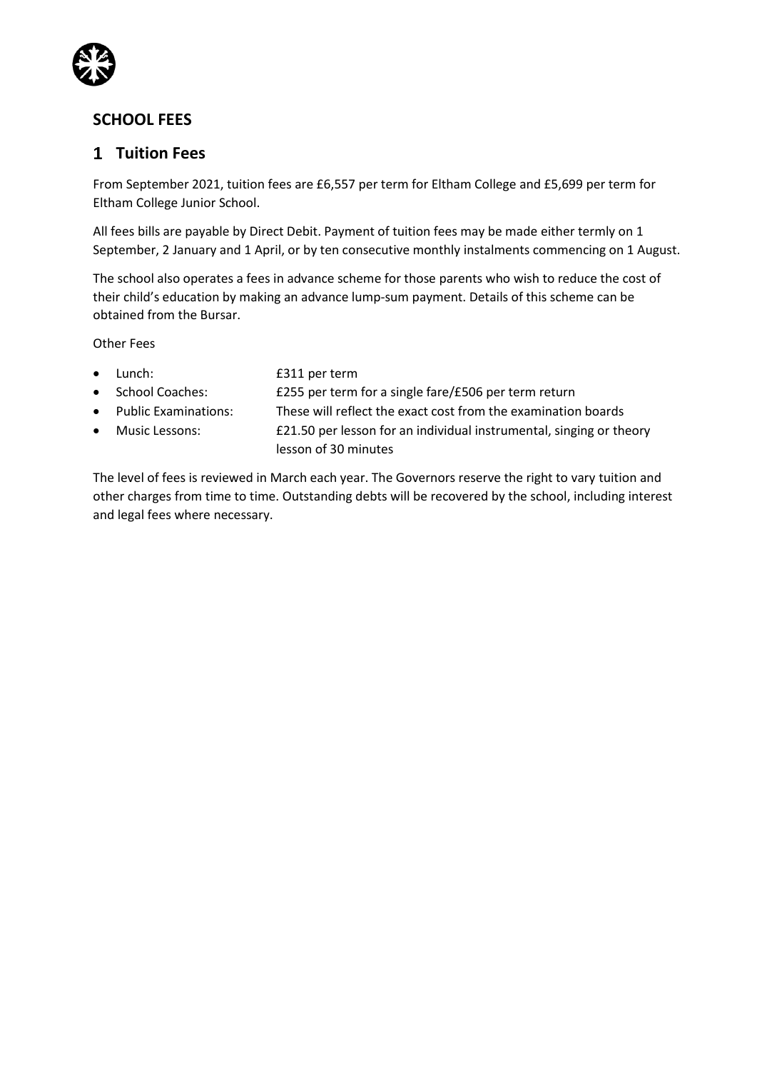## SCHOOL FEES

## 1 Tuition Fees

From September 2021, tuition fees are £6,557 per term for Eltham College and £5,699 per term for Eltham College Junior School.

All fees bills are payable by Direct Debit. Payment of tuition fees may be made either termly on 1 September, 2 January and 1 April, or by ten consecutive monthly instalments commencing on 1 August.

The school also operates a fees in advance scheme for those parents who wish to reduce the cost of their child's education by making an advance lump-sum payment. Details of this scheme can be obtained from the Bursar.

Other Fees

- Lunch: £311 per term
- School Coaches: £255 per term for a single fare/£506 per term return
- Public Examinations: These will reflect the exact cost from the examination boards
- Music Lessons: £21.50 per lesson for an individual instrumental, singing or theory lesson of 30 minutes

The level of fees is reviewed in March each year. The Governors reserve the right to vary tuition and other charges from time to time. Outstanding debts will be recovered by the school, including interest and legal fees where necessary.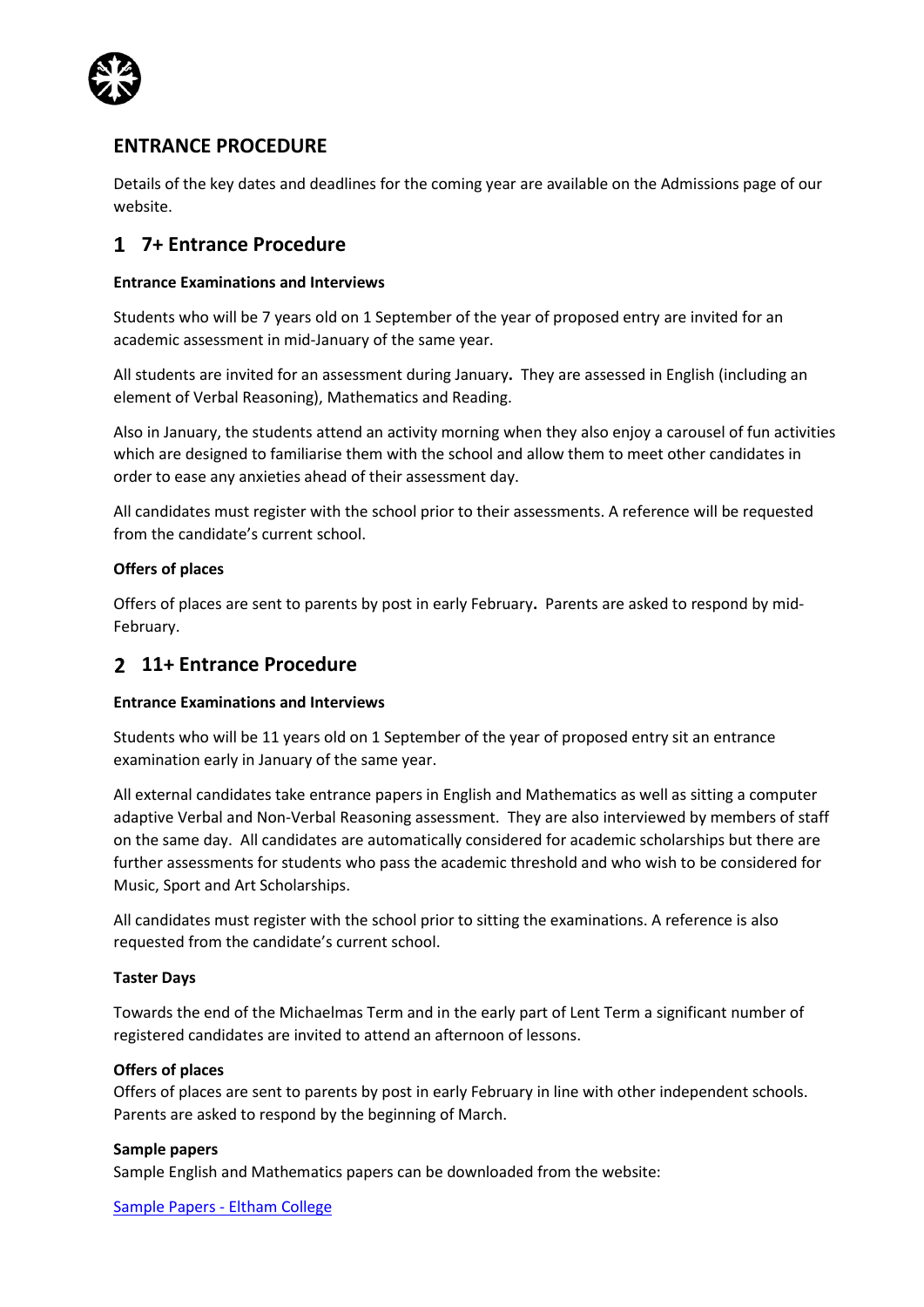## ENTRANCE PROCEDURE

Details of the key dates and deadlines for the coming year are available on the Admissions page of our website.

## 1 7+ Entrance Procedure

**Entrance Examinations and Interviews**

Students who will be 7 years old on 1 September of the year of proposed entry are invited for an academic assessment in mid-January of the same year.

All students are invited for an assessment during January**.** They are assessed in English (including an element of Verbal Reasoning), Mathematics and Reading.

Also in January, the students attend an activity morning when they also enjoy a carousel of fun activities which are designed to familiarise them with the school and allow them to meet other candidates in order to ease any anxieties ahead of their assessment day.

All candidates must register with the school prior to their assessments. A reference will be requested from the candidate's current school.

**Offers of places**

Offers of places are sent to parents by post in early February**.** Parents are asked to respond by mid-February.

## 2 11+ Entrance Procedure

**Entrance Examinations and Interviews**

Students who will be 11 years old on 1 September of the year of proposed entry sit an entrance examination early in January of the same year.

All external candidates take entrance papers in English and Mathematics as well as sitting a computer adaptive Verbal and Non-Verbal Reasoning assessment. They are also interviewed by members of staff on the same day. All candidates are automatically considered for academic scholarships but there are further assessments for students who pass the academic threshold and who wish to be considered for Music, Sport and Art Scholarships.

All candidates must register with the school prior to sitting the examinations. A reference is also requested from the candidate's current school.

**Taster Days**

Towards the end of the Michaelmas Term and in the early part of Lent Term a significant number of registered candidates are invited to attend an afternoon of lessons.

**Offers of places**

Offers of places are sent to parents by post in early February in line with other independent schools. Parents are asked to respond by the beginning of March.

**Sample papers**

Sample English and Mathematics papers can be downloaded from the website:

[Sample Papers - Eltham College]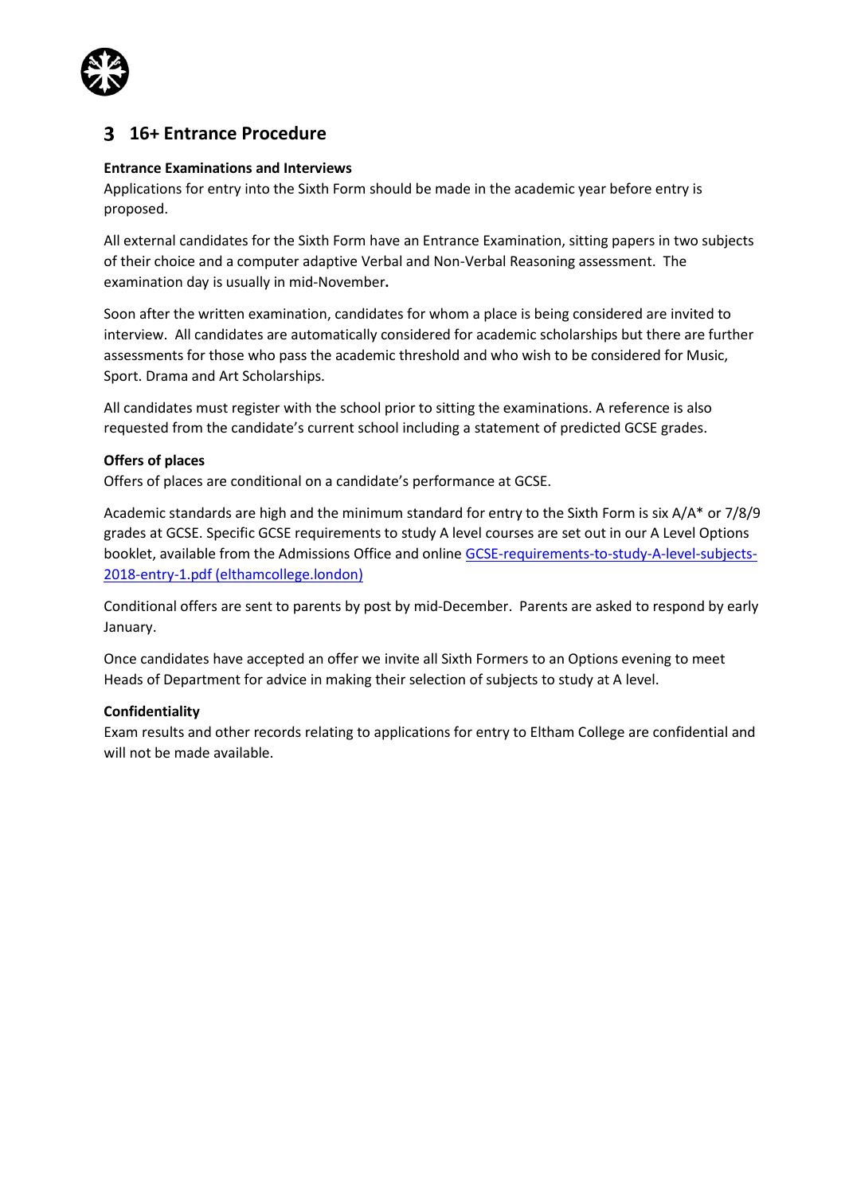## 3 16+ Entrance Procedure

**Entrance Examinations and Interviews**

Applications for entry into the Sixth Form should be made in the academic year before entry is proposed.

All external candidates for the Sixth Form have an Entrance Examination, sitting papers in two subjects of their choice and a computer adaptive Verbal and Non-Verbal Reasoning assessment. The examination day is usually in mid-November**.**

Soon after the written examination, candidates for whom a place is being considered are invited to interview. All candidates are automatically considered for academic scholarships but there are further assessments for those who pass the academic threshold and who wish to be considered for Music, Sport. Drama and Art Scholarships.

All candidates must register with the school prior to sitting the examinations. A reference is also requested from the candidate's current school including a statement of predicted GCSE grades.

**Offers of places**

Offers of places are conditional on a candidate's performance at GCSE.

Academic standards are high and the minimum standard for entry to the Sixth Form is six A/A* or 7/8/9 grades at GCSE. Specific GCSE requirements to study A level courses are set out in our A Level Options booklet, available from the Admissions Office and online GCSE-requirements-to-study-A-level-subjects-2018-entry-1.pdf (elthamcollege.london)

Conditional offers are sent to parents by post by mid-December. Parents are asked to respond by early January.

Once candidates have accepted an offer we invite all Sixth Formers to an Options evening to meet Heads of Department for advice in making their selection of subjects to study at A level.

**Confidentiality**

Exam results and other records relating to applications for entry to Eltham College are confidential and will not be made available.